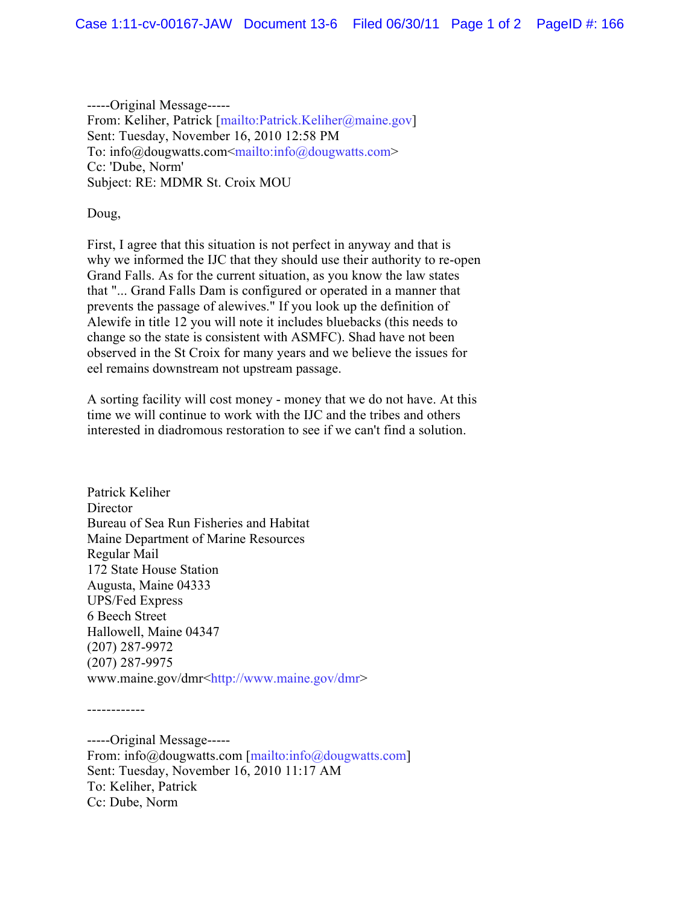-----Original Message-----
From: Keliher, Patrick [mailto:Patrick.Keliher@maine.gov]
Sent: Tuesday, November 16, 2010 12:58 PM
To: info@dougwatts.com<mailto:info@dougwatts.com>
Cc: 'Dube, Norm'
Subject: RE: MDMR St. Croix MOU

Doug,

First, I agree that this situation is not perfect in anyway and that is why we informed the IJC that they should use their authority to re-open Grand Falls. As for the current situation, as you know the law states that "... Grand Falls Dam is configured or operated in a manner that prevents the passage of alewives." If you look up the definition of Alewife in title 12 you will note it includes bluebacks (this needs to change so the state is consistent with ASMFC). Shad have not been observed in the St Croix for many years and we believe the issues for eel remains downstream not upstream passage.

A sorting facility will cost money - money that we do not have. At this time we will continue to work with the IJC and the tribes and others interested in diadromous restoration to see if we can't find a solution.

Patrick Keliher
Director
Bureau of Sea Run Fisheries and Habitat
Maine Department of Marine Resources
Regular Mail
172 State House Station
Augusta, Maine 04333
UPS/Fed Express
6 Beech Street
Hallowell, Maine 04347
(207) 287-9972
(207) 287-9975
www.maine.gov/dmr<http://www.maine.gov/dmr>

------------

-----Original Message-----
From: info@dougwatts.com [mailto:info@dougwatts.com]
Sent: Tuesday, November 16, 2010 11:17 AM
To: Keliher, Patrick
Cc: Dube, Norm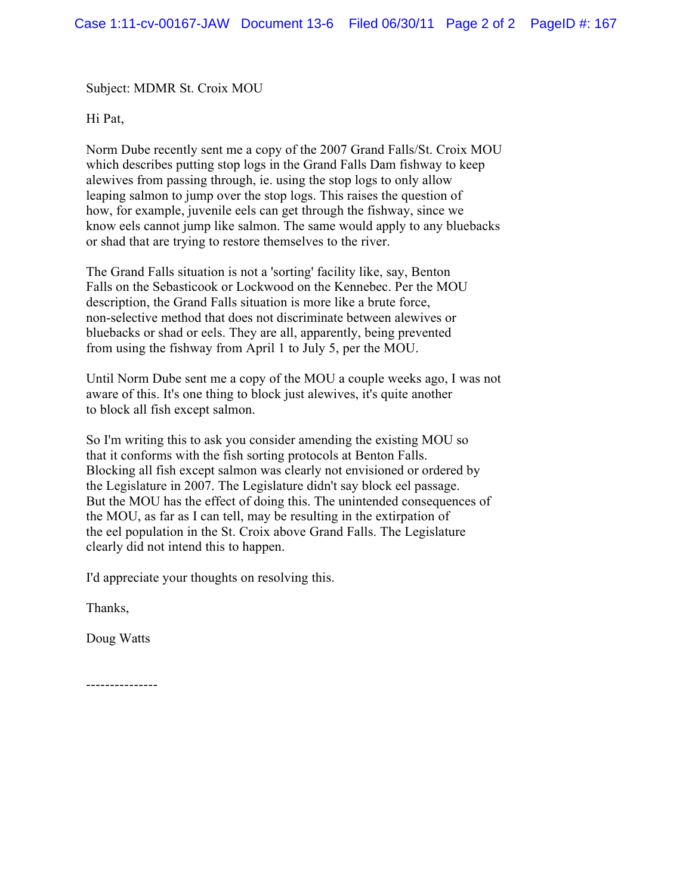Subject: MDMR St. Croix MOU

Hi Pat,

Norm Dube recently sent me a copy of the 2007 Grand Falls/St. Croix MOU which describes putting stop logs in the Grand Falls Dam fishway to keep alewives from passing through, ie. using the stop logs to only allow leaping salmon to jump over the stop logs. This raises the question of how, for example, juvenile eels can get through the fishway, since we know eels cannot jump like salmon. The same would apply to any bluebacks or shad that are trying to restore themselves to the river.

The Grand Falls situation is not a 'sorting' facility like, say, Benton Falls on the Sebasticook or Lockwood on the Kennebec. Per the MOU description, the Grand Falls situation is more like a brute force, non-selective method that does not discriminate between alewives or bluebacks or shad or eels. They are all, apparently, being prevented from using the fishway from April 1 to July 5, per the MOU.

Until Norm Dube sent me a copy of the MOU a couple weeks ago, I was not aware of this. It's one thing to block just alewives, it's quite another to block all fish except salmon.

So I'm writing this to ask you consider amending the existing MOU so that it conforms with the fish sorting protocols at Benton Falls. Blocking all fish except salmon was clearly not envisioned or ordered by the Legislature in 2007. The Legislature didn't say block eel passage. But the MOU has the effect of doing this. The unintended consequences of the MOU, as far as I can tell, may be resulting in the extirpation of the eel population in the St. Croix above Grand Falls. The Legislature clearly did not intend this to happen.

I'd appreciate your thoughts on resolving this.

Thanks,

Doug Watts

---------------